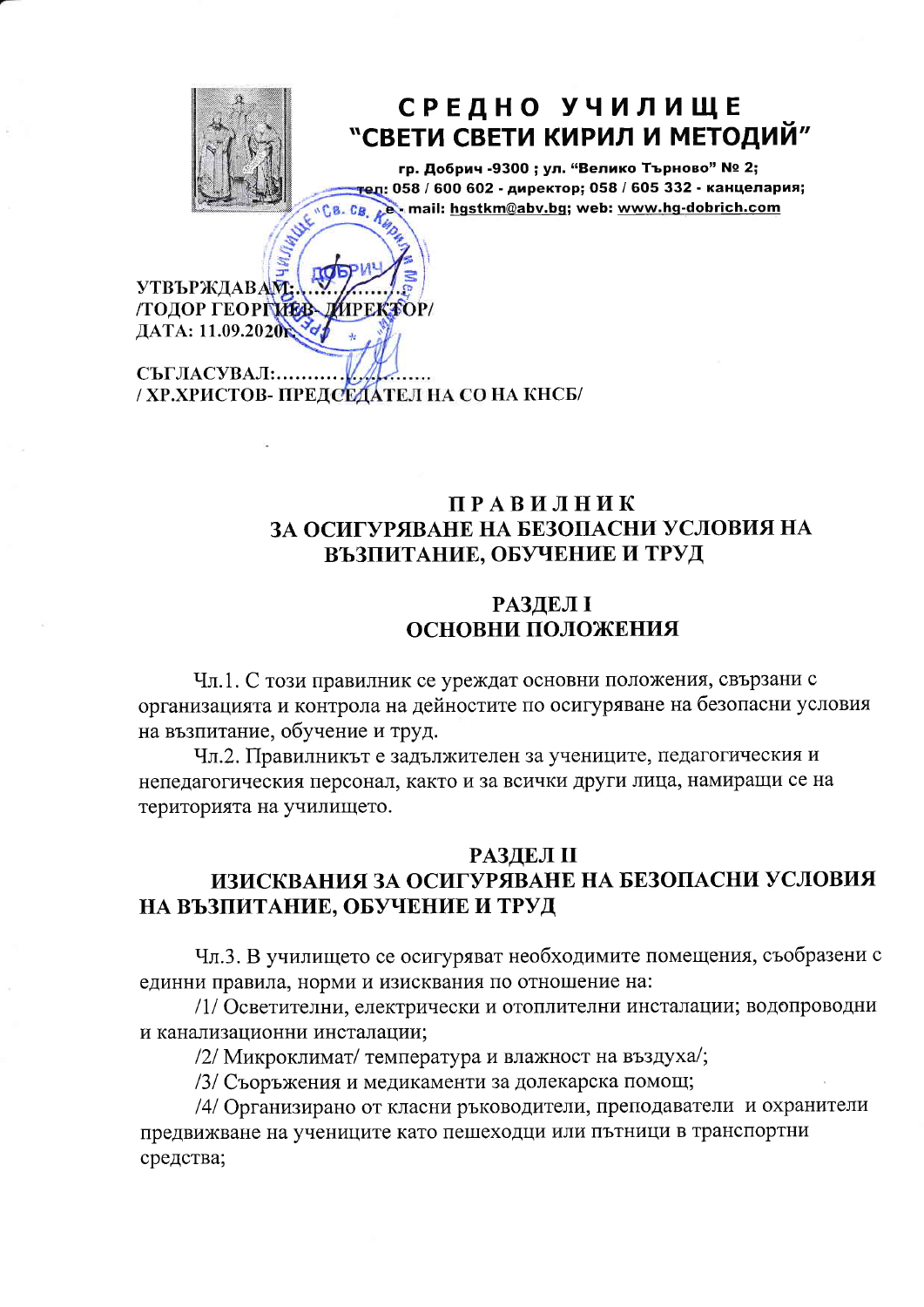# СРЕДНО УЧИЛИЩЕ "СВЕТИ СВЕТИ КИРИЛ И МЕТОДИЙ"

гр. Добрич -9300 ; ул. "Велико Търново" № 2;
тел: 058 / 600 602 - директор; 058 / 605 332 - канцелария;
e - mail: hgstkm@abv.bg; web: www.hg-dobrich.com

УТВЪРЖДАВАМ:……………
/ТОДОР ГЕОРГИЕВ- ДИРЕКТОР/
ДАТА: 11.09.2020г.

СЪГЛАСУВАЛ:……………………
/ ХР.ХРИСТОВ- ПРЕДСЕДАТЕЛ НА СО НА КНСБ/

## ПРАВИЛНИК
## ЗА ОСИГУРЯВАНЕ НА БЕЗОПАСНИ УСЛОВИЯ НА ВЪЗПИТАНИЕ, ОБУЧЕНИЕ И ТРУД

### РАЗДЕЛ I
### ОСНОВНИ ПОЛОЖЕНИЯ

Чл.1. С този правилник се уреждат основни положения, свързани с организацията и контрола на дейностите по осигуряване на безопасни условия на възпитание, обучение и труд.

Чл.2. Правилникът е задължителен за учениците, педагогическия и непедагогическия персонал, както и за всички други лица, намиращи се на територията на училището.

### РАЗДЕЛ II
### ИЗИСКВАНИЯ ЗА ОСИГУРЯВАНЕ НА БЕЗОПАСНИ УСЛОВИЯ НА ВЪЗПИТАНИЕ, ОБУЧЕНИЕ И ТРУД

Чл.3. В училището се осигуряват необходимите помещения, съобразени с единни правила, норми и изисквания по отношение на:

/1/ Осветителни, електрически и отоплителни инсталации; водопроводни и канализационни инсталации;

/2/ Микроклимат/ температура и влажност на въздуха/;

/3/ Съоръжения и медикаменти за долекарска помощ;

/4/ Организирано от класни ръководители, преподаватели и охранители предвижване на учениците като пешеходци или пътници в транспортни средства;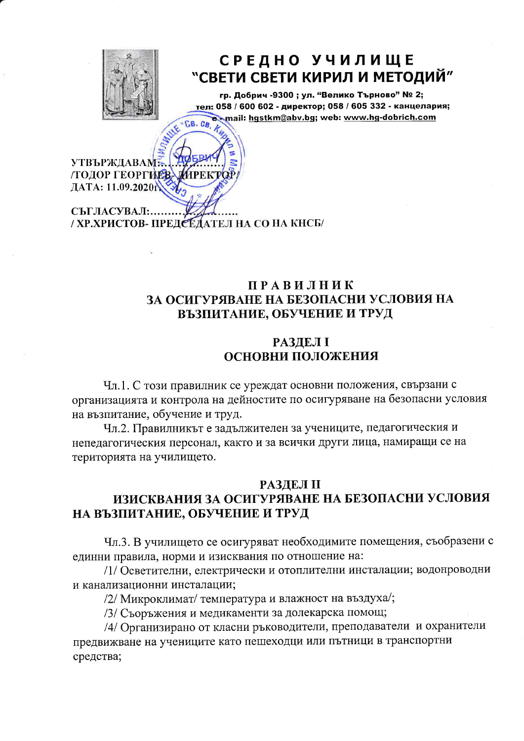# СРЕДНО УЧИЛИЩЕ
# "СВЕТИ СВЕТИ КИРИЛ И МЕТОДИЙ"

гр. Добрич -9300 ; ул. "Велико Търново" № 2;
тел: 058 / 600 602 - директор; 058 / 605 332 - канцелария;
e-mail: hgstkm@abv.bg; web: www.hg-dobrich.com

УТВЪРЖДАВАМ:.......................
/ТОДОР ГЕОРГИЕВ- ДИРЕКТОР/
ДАТА: 11.09.2020г.

СЪГЛАСУВАЛ:.......................
/ ХР.ХРИСТОВ- ПРЕДСЕДАТЕЛ НА СО НА КНСБ/

## ПРАВИЛНИК
## ЗА ОСИГУРЯВАНЕ НА БЕЗОПАСНИ УСЛОВИЯ НА ВЪЗПИТАНИЕ, ОБУЧЕНИЕ И ТРУД

### РАЗДЕЛ I
### ОСНОВНИ ПОЛОЖЕНИЯ

Чл.1. С този правилник се уреждат основни положения, свързани с организацията и контрола на дейностите по осигуряване на безопасни условия на възпитание, обучение и труд.

Чл.2. Правилникът е задължителен за учениците, педагогическия и непедагогическия персонал, както и за всички други лица, намиращи се на територията на училището.

### РАЗДЕЛ II
### ИЗИСКВАНИЯ ЗА ОСИГУРЯВАНЕ НА БЕЗОПАСНИ УСЛОВИЯ НА ВЪЗПИТАНИЕ, ОБУЧЕНИЕ И ТРУД

Чл.3. В училището се осигуряват необходимите помещения, съобразени с единни правила, норми и изисквания по отношение на:

/1/ Осветителни, електрически и отоплителни инсталации; водопроводни и канализационни инсталации;

/2/ Микроклимат/ температура и влажност на въздуха/;

/3/ Съоръжения и медикаменти за долекарска помощ;

/4/ Организирано от класни ръководители, преподаватели и охранители предвижване на учениците като пешеходци или пътници в транспортни средства;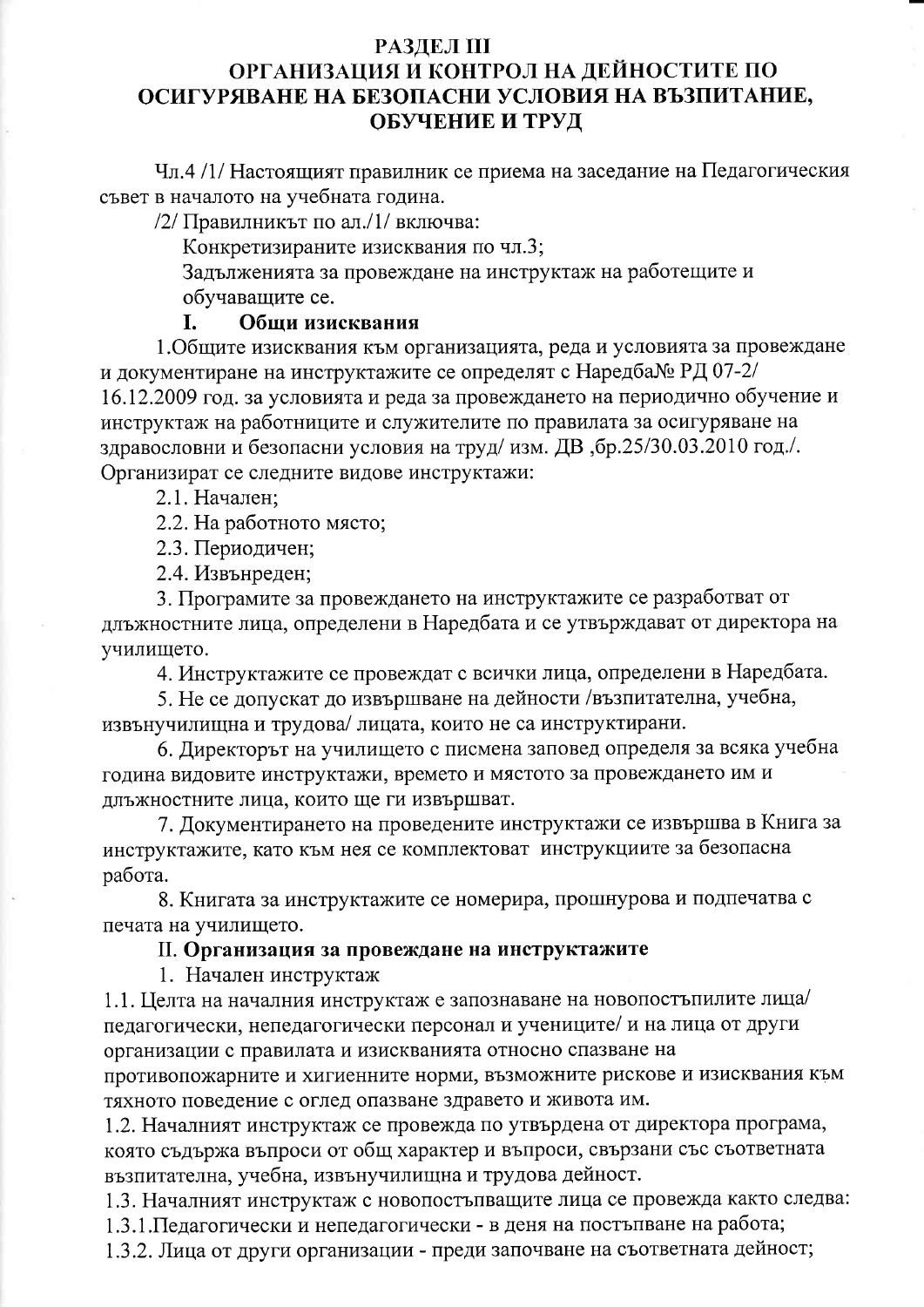## РАЗДЕЛ III
## ОРГАНИЗАЦИЯ И КОНТРОЛ НА ДЕЙНОСТИТЕ ПО ОСИГУРЯВАНЕ НА БЕЗОПАСНИ УСЛОВИЯ НА ВЪЗПИТАНИЕ, ОБУЧЕНИЕ И ТРУД

Чл.4 /1/ Настоящият правилник се приема на заседание на Педагогическия съвет в началото на учебната година.

/2/ Правилникът по ал./1/ включва:

Конкретизираните изисквания по чл.3;

Задълженията за провеждане на инструктаж на работещите и обучаващите се.

### I. Общи изисквания

1.Общите изисквания към организацията, реда и условията за провеждане и документиране на инструктажите се определят с Наредба№ РД 07-2/ 16.12.2009 год. за условията и реда за провеждането на периодично обучение и инструктаж на работниците и служителите по правилата за осигуряване на здравословни и безопасни условия на труд/ изм. ДВ ,бр.25/30.03.2010 год./. Организират се следните видове инструктажи:

2.1. Начален;

2.2. На работното място;

2.3. Периодичен;

2.4. Извънреден;

3. Програмите за провеждането на инструктажите се разработват от длъжностните лица, определени в Наредбата и се утвърждават от директора на училището.

4. Инструктажите се провеждат с всички лица, определени в Наредбата.

5. Не се допускат до извършване на дейности /възпитателна, учебна, извънучилищна и трудова/ лицата, които не са инструктирани.

6. Директорът на училището с писмена заповед определя за всяка учебна година видовете инструктажи, времето и мястото за провеждането им и длъжностните лица, които ще ги извършват.

7. Документирането на проведените инструктажи се извършва в Книга за инструктажите, като към нея се комплектоват инструкциите за безопасна работа.

8. Книгата за инструктажите се номерира, прошнурова и подпечатва с печата на училището.

### II. Организация за провеждане на инструктажите

1. Начален инструктаж

1.1. Целта на началния инструктаж е запознаване на новопостъпилите лица/ педагогически, непедагогически персонал и учениците/ и на лица от други организации с правилата и изискванията относно спазване на противопожарните и хигиенните норми, възможните рискове и изисквания към тяхното поведение с оглед опазване здравето и живота им.

1.2. Началният инструктаж се провежда по утвърдена от директора програма, която съдържа въпроси от общ характер и въпроси, свързани със съответната възпитателна, учебна, извънучилищна и трудова дейност.

1.3. Началният инструктаж с новопостъпващите лица се провежда както следва:

1.3.1.Педагогически и непедагогически - в деня на постъпване на работа;

1.3.2. Лица от други организации - преди започване на съответната дейност;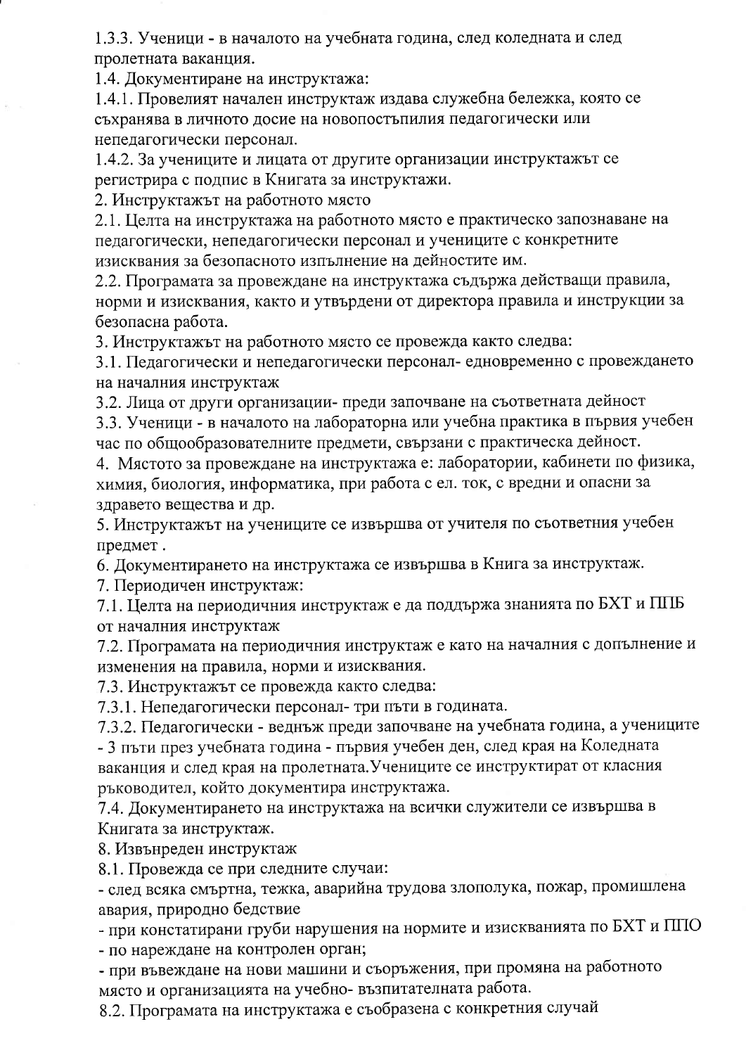1.3.3. Ученици - в началото на учебната година, след коледната и след пролетната ваканция.

1.4. Документиране на инструктажа:

1.4.1. Провелият начален инструктаж издава служебна бележка, която се съхранява в личното досие на новопостъпилия педагогически или непедагогически персонал.

1.4.2. За учениците и лицата от другите организации инструктажът се регистрира с подпис в Книгата за инструктажи.

2. Инструктажът на работното място

2.1. Целта на инструктажа на работното място е практическо запознаване на педагогически, непедагогически персонал и учениците с конкретните изисквания за безопасното изпълнение на дейностите им.

2.2. Програмата за провеждане на инструктажа съдържа действащи правила, норми и изисквания, както и утвърдени от директора правила и инструкции за безопасна работа.

3. Инструктажът на работното място се провежда както следва:

3.1. Педагогически и непедагогически персонал- едновременно с провеждането на началния инструктаж

3.2. Лица от други организации- преди започване на съответната дейност

3.3. Ученици - в началото на лабораторна или учебна практика в първия учебен час по общообразователните предмети, свързани с практическа дейност.

4. Мястото за провеждане на инструктажа е: лаборатории, кабинети по физика, химия, биология, информатика, при работа с ел. ток, с вредни и опасни за здравето вещества и др.

5. Инструктажът на учениците се извършва от учителя по съответния учебен предмет .

6. Документирането на инструктажа се извършва в Книга за инструктаж.

7. Периодичен инструктаж:

7.1. Целта на периодичния инструктаж е да поддържа знанията по БХТ и ППБ от началния инструктаж

7.2. Програмата на периодичния инструктаж е като на началния с допълнение и изменения на правила, норми и изисквания.

7.3. Инструктажът се провежда както следва:

7.3.1. Непедагогически персонал- три пъти в годината.

7.3.2. Педагогически - веднъж преди започване на учебната година, а учениците - 3 пъти през учебната година - първия учебен ден, след края на Коледната ваканция и след края на пролетната.Учениците се инструктират от класния ръководител, който документира инструктажа.

7.4. Документирането на инструктажа на всички служители се извършва в Книгата за инструктаж.

8. Извънреден инструктаж

8.1. Провежда се при следните случаи:

- след всяка смъртна, тежка, аварийна трудова злополука, пожар, промишлена авария, природно бедствие
- при констатирани груби нарушения на нормите и изискванията по БХТ и ППО
- по нареждане на контролен орган;
- при въвеждане на нови машини и съоръжения, при промяна на работното място и организацията на учебно- възпитателната работа.

8.2. Програмата на инструктажа е съобразена с конкретния случай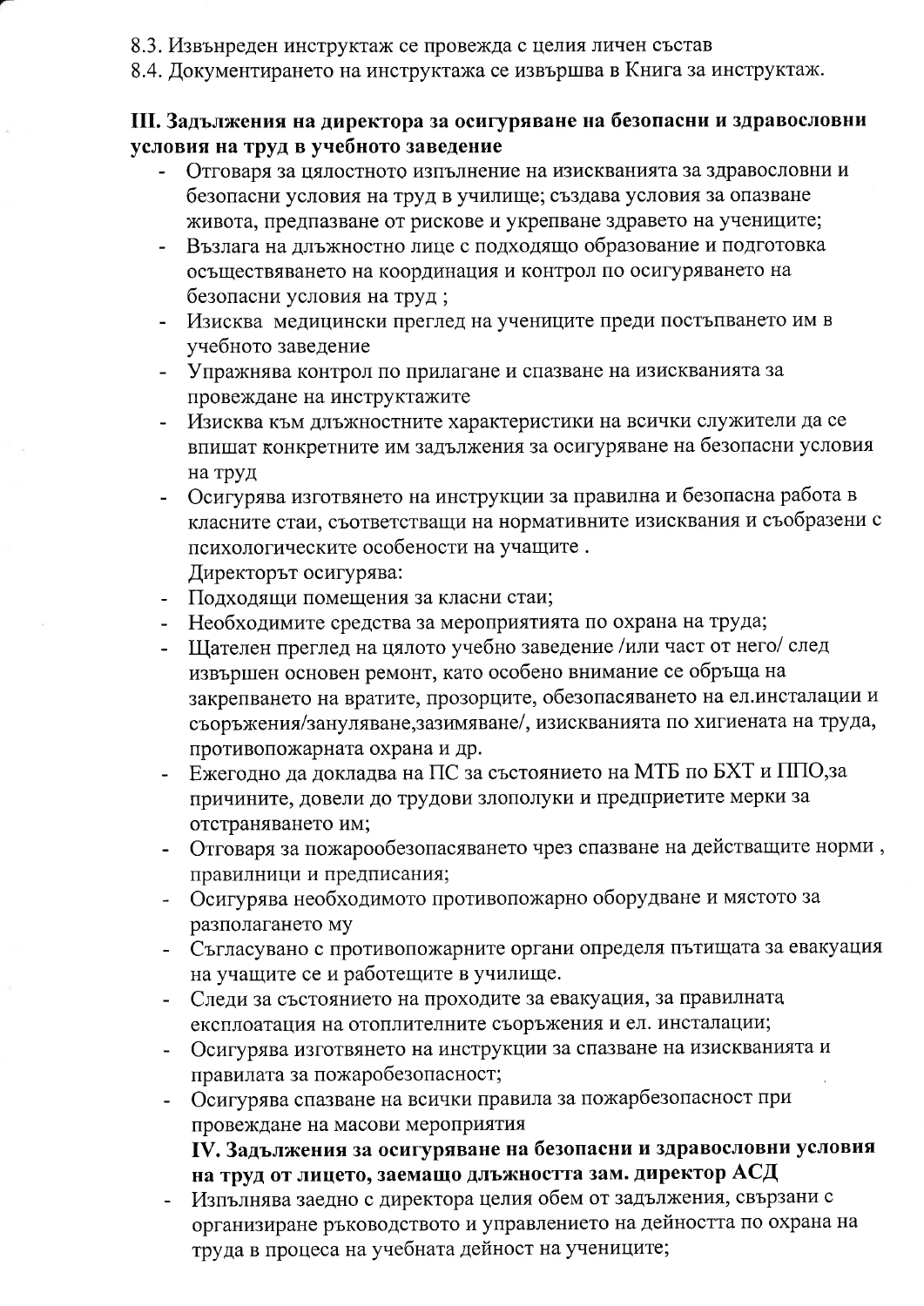8.3. Извънреден инструктаж се провежда с целия личен състав

8.4. Документирането на инструктажа се извършва в Книга за инструктаж.

## III. Задължения на директора за осигуряване на безопасни и здравословни условия на труд в учебното заведение

- Отговаря за цялостното изпълнение на изискванията за здравословни и безопасни условия на труд в училище; създава условия за опазване живота, предпазване от рискове и укрепване здравето на учениците;
- Възлага на длъжностно лице с подходящо образование и подготовка осъществяването на координация и контрол по осигуряването на безопасни условия на труд ;
- Изисква медицински преглед на учениците преди постъпването им в учебното заведение
- Упражнява контрол по прилагане и спазване на изискванията за провеждане на инструктажите
- Изисква към длъжностните характеристики на всички служители да се впишат конкретните им задължения за осигуряване на безопасни условия на труд
- Осигурява изготвянето на инструкции за правилна и безопасна работа в класните стаи, съответстващи на нормативните изисквания и съобразени с психологическите особености на учащите .

  Директорът осигурява:
- Подходящи помещения за класни стаи;
- Необходимите средства за мероприятията по охрана на труда;
- Щателен преглед на цялото учебно заведение /или част от него/ след извършен основен ремонт, като особено внимание се обръща на закрепването на вратите, прозорците, обезопасяването на ел.инсталации и съоръжения/зануляване,зазимяване/, изискванията по хигиената на труда, противопожарната охрана и др.
- Ежегодно да докладва на ПС за състоянието на МТБ по БХТ и ППО,за причините, довели до трудови злополуки и предприетите мерки за отстраняването им;
- Отговаря за пожарообезопасяването чрез спазване на действащите норми , правилници и предписания;
- Осигурява необходимото противопожарно оборудване и мястото за разполагането му
- Съгласувано с противопожарните органи определя пътищата за евакуация на учащите се и работещите в училище.
- Следи за състоянието на проходите за евакуация, за правилната експлоатация на отоплителните съоръжения и ел. инсталации;
- Осигурява изготвянето на инструкции за спазване на изискванията и правилата за пожаробезопасност;
- Осигурява спазване на всички правила за пожарбезопасност при провеждане на масови мероприятия

## IV. Задължения за осигуряване на безопасни и здравословни условия на труд от лицето, заемащо длъжността зам. директор АСД

- Изпълнява заедно с директора целия обем от задължения, свързани с организиране ръководството и управлението на дейността по охрана на труда в процеса на учебната дейност на учениците;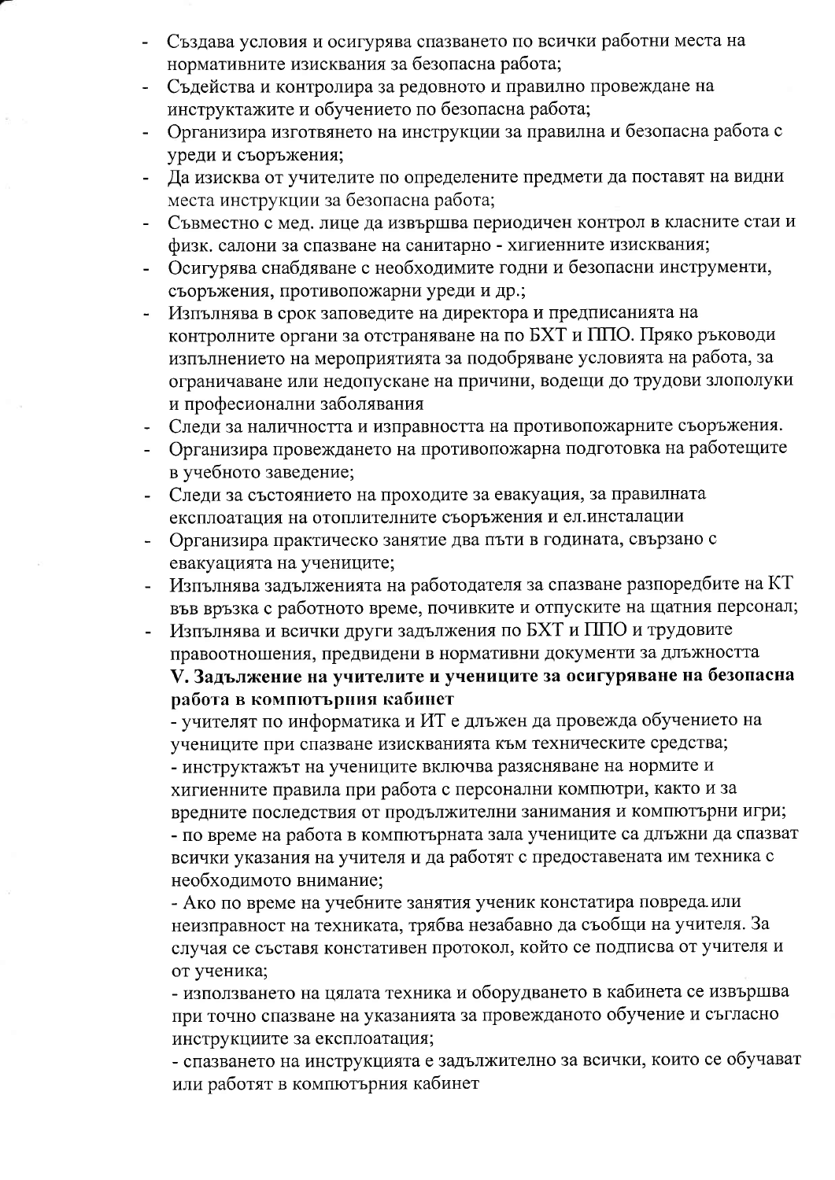- Създава условия и осигурява спазването по всички работни места на нормативните изисквания за безопасна работа;
- Съдейства и контролира за редовното и правилно провеждане на инструктажите и обучението по безопасна работа;
- Организира изготвянето на инструкции за правилна и безопасна работа с уреди и съоръжения;
- Да изисква от учителите по определените предмети да поставят на видни места инструкции за безопасна работа;
- Съвместно с мед. лице да извършва периодичен контрол в класните стаи и физк. салони за спазване на санитарно - хигиенните изисквания;
- Осигурява снабдяване с необходимите годни и безопасни инструменти, съоръжения, противопожарни уреди и др.;
- Изпълнява в срок заповедите на директора и предписанията на контролните органи за отстраняване на по БХТ и ППО. Пряко ръководи изпълнението на мероприятията за подобряване условията на работа, за ограничаване или недопускане на причини, водещи до трудови злополуки и професионални заболявания
- Следи за наличността и изправността на противопожарните съоръжения.
- Организира провеждането на противопожарна подготовка на работещите в учебното заведение;
- Следи за състоянието на проходите за евакуация, за правилната експлоатация на отоплителните съоръжения и ел.инсталации
- Организира практическо занятие два пъти в годината, свързано с евакуацията на учениците;
- Изпълнява задълженията на работодателя за спазване разпоредбите на КТ във връзка с работното време, почивките и отпуските на щатния персонал;
- Изпълнява и всички други задължения по БХТ и ППО и трудовите правоотношения, предвидени в нормативни документи за длъжността

**V. Задължение на учителите и учениците за осигуряване на безопасна работа в компютърния кабинет**

- учителят по информатика и ИТ е длъжен да провежда обучението на учениците при спазване изискванията към техническите средства;
- инструктажът на учениците включва разясняване на нормите и хигиенните правила при работа с персонални компютри, както и за вредните последствия от продължителни занимания и компютърни игри;
- по време на работа в компютърната зала учениците са длъжни да спазват всички указания на учителя и да работят с предоставената им техника с необходимото внимание;
- Ако по време на учебните занятия ученик констатира повреда или неизправност на техниката, трябва незабавно да съобщи на учителя. За случая се съставя констативен протокол, който се подписва от учителя и от ученика;
- използването на цялата техника и оборудването в кабинета се извършва при точно спазване на указанията за провежданото обучение и съгласно инструкциите за експлоатация;
- спазването на инструкцията е задължително за всички, които се обучават или работят в компютърния кабинет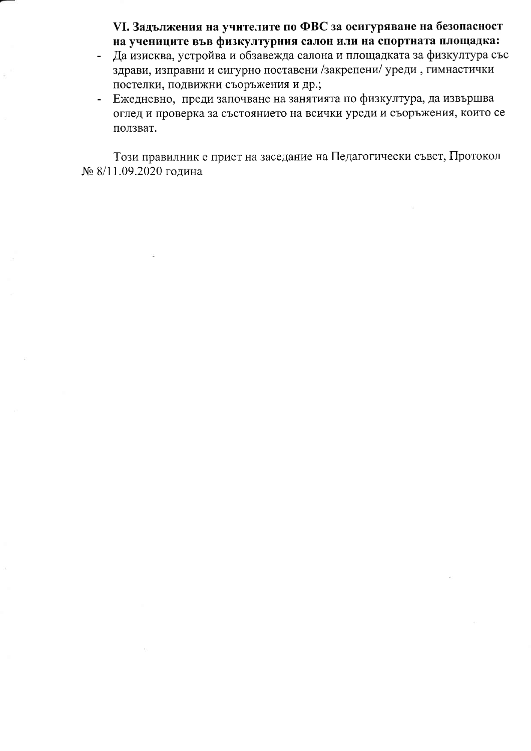### VI. Задължения на учителите по ФВС за осигуряване на безопасност на учениците във физкултурния салон или на спортната площадка:

- Да изисква, устройва и обзавежда салона и площадката за физкултура със здрави, изправни и сигурно поставени /закрепени/ уреди , гимнастички постелки, подвижни съоръжения и др.;
- Ежедневно, преди започване на занятията по физкултура, да извършва оглед и проверка за състоянието на всички уреди и съоръжения, които се ползват.

Този правилник е приет на заседание на Педагогически съвет, Протокол № 8/11.09.2020 година